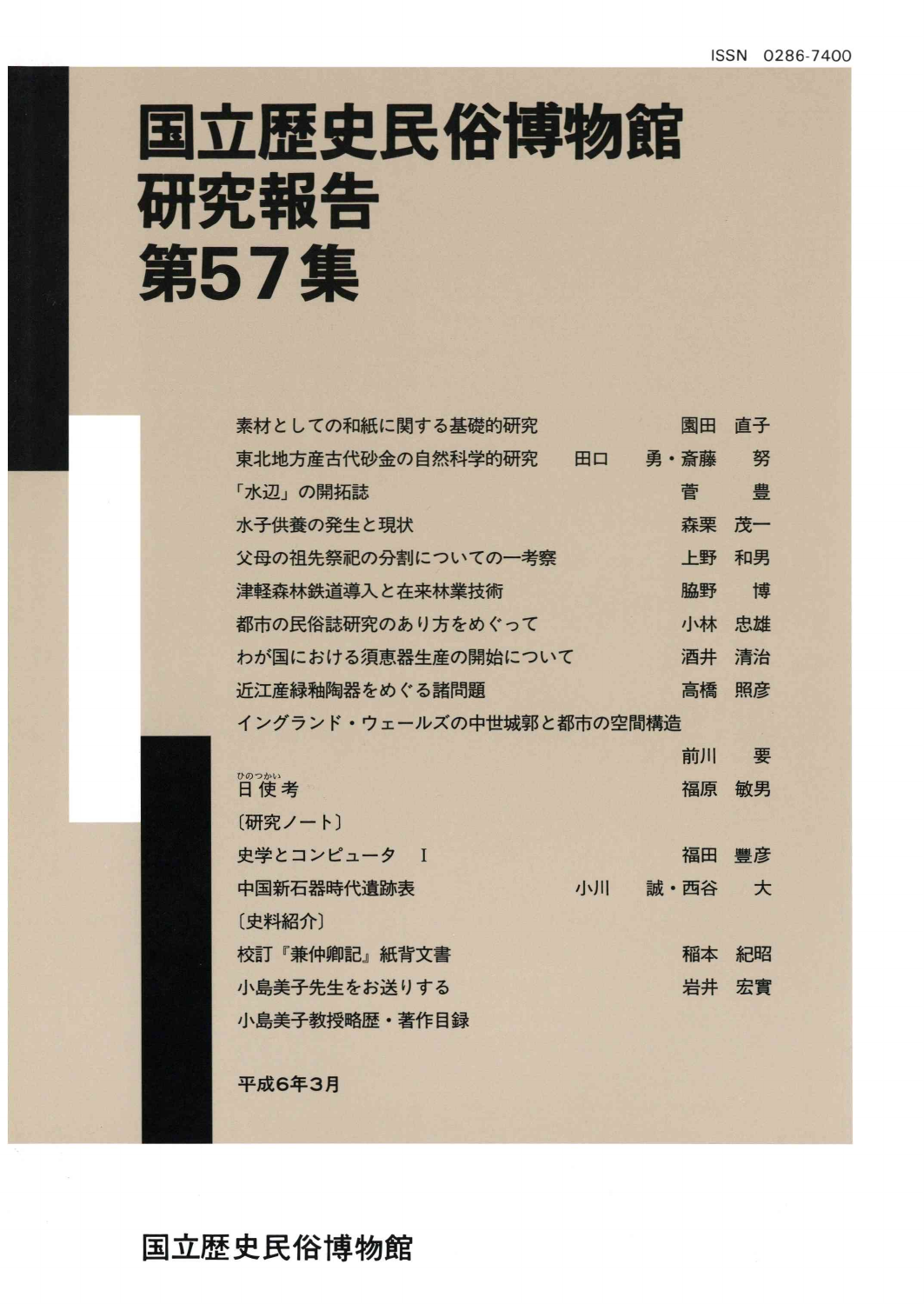ISSN 0286-7400

# 国立歴史民俗博物館研究報告 第57集

| | |
|---|---|
| 素材としての和紙に関する基礎的研究 | 園田 直子 |
| 東北地方産古代砂金の自然科学的研究 | 田口 勇・斎藤 努 |
| 「水辺」の開拓誌 | 菅 豊 |
| 水子供養の発生と現状 | 森栗 茂一 |
| 父母の祖先祭祀の分割についての一考察 | 上野 和男 |
| 津軽森林鉄道導入と在来林業技術 | 脇野 博 |
| 都市の民俗誌研究のあり方をめぐって | 小林 忠雄 |
| わが国における須恵器生産の開始について | 酒井 清治 |
| 近江産緑釉陶器をめぐる諸問題 | 高橋 照彦 |
| イングランド・ウェールズの中世城郭と都市の空間構造 | 前川 要 |
| 日使（ひのつかい）考 | 福原 敏男 |
| 〔研究ノート〕 | |
| 史学とコンピュータ Ⅰ | 福田 豐彦 |
| 中国新石器時代遺跡表 | 小川 誠・西谷 大 |
| 〔史料紹介〕 | |
| 校訂『兼仲卿記』紙背文書 | 稲本 紀昭 |
| 小島美子先生をお送りする | 岩井 宏實 |
| 小島美子教授略歴・著作目録 | |

平成6年3月

国立歴史民俗博物館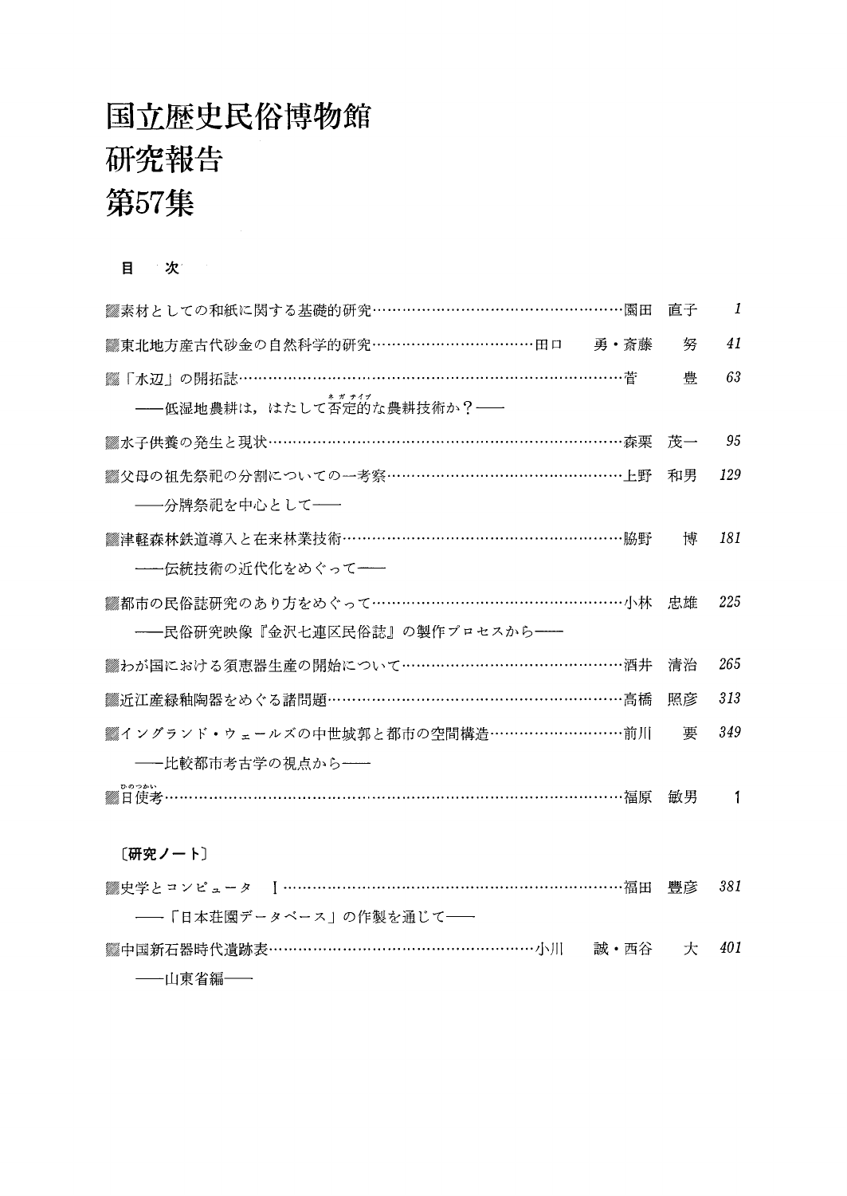# 国立歴史民俗博物館
# 研究報告
# 第57集

## 目　次

- 素材としての和紙に関する基礎的研究……………………………………………園田　直子　*1*
- 東北地方産古代砂金の自然科学的研究……………………………田口　勇・斎藤　努　*41*
- 「水辺」の開拓誌………………………………………………………………………菅　豊　*63*
  ——低湿地農耕は，はたして否定的（ネガティブ）な農耕技術か？——
- 水子供養の発生と現状…………………………………………………………………森栗　茂一　*95*
- 父母の祖先祭祀の分割についての一考察……………………………………………上野　和男　*129*
  ——分牌祭祀を中心として——
- 津軽森林鉄道導入と在来林業技術……………………………………………………脇野　博　*181*
  ——伝統技術の近代化をめぐって——
- 都市の民俗誌研究のあり方をめぐって………………………………………………小林　忠雄　*225*
  ——民俗研究映像『金沢七連区民俗誌』の製作プロセスから——
- わが国における須恵器生産の開始について…………………………………………酒井　清治　*265*
- 近江産緑釉陶器をめぐる諸問題………………………………………………………高橋　照彦　*313*
- イングランド・ウェールズの中世城郭と都市の空間構造……………………………前川　要　*349*
  ——比較都市考古学の視点から——
- 日使考（ひのつかい）……………………………………………………………………福原　敏男　1

〔研究ノート〕

- 史学とコンピュータ　I………………………………………………………………福田　豊彦　*381*
  ——「日本荘園データベース」の作製を通じて——
- 中国新石器時代遺跡表…………………………………………………小川　誠・西谷　大　*401*
  ——山東省編——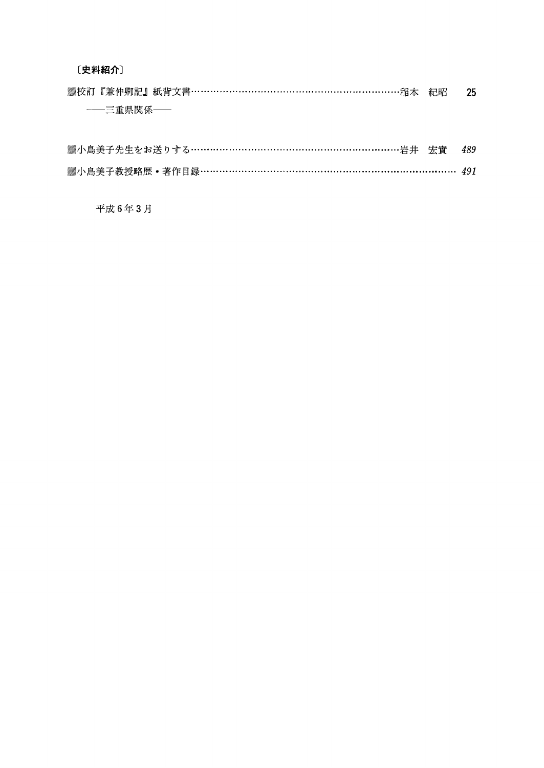〔**史料紹介**〕

▒校訂『兼仲卿記』紙背文書……………………………………………………………稲本　紀昭　**25**

　――三重県関係――

▒小島美子先生をお送りする……………………………………………………………岩井　宏實　*489*

▒小島美子教授略歴・著作目録………………………………………………………………………… *491*

平成６年３月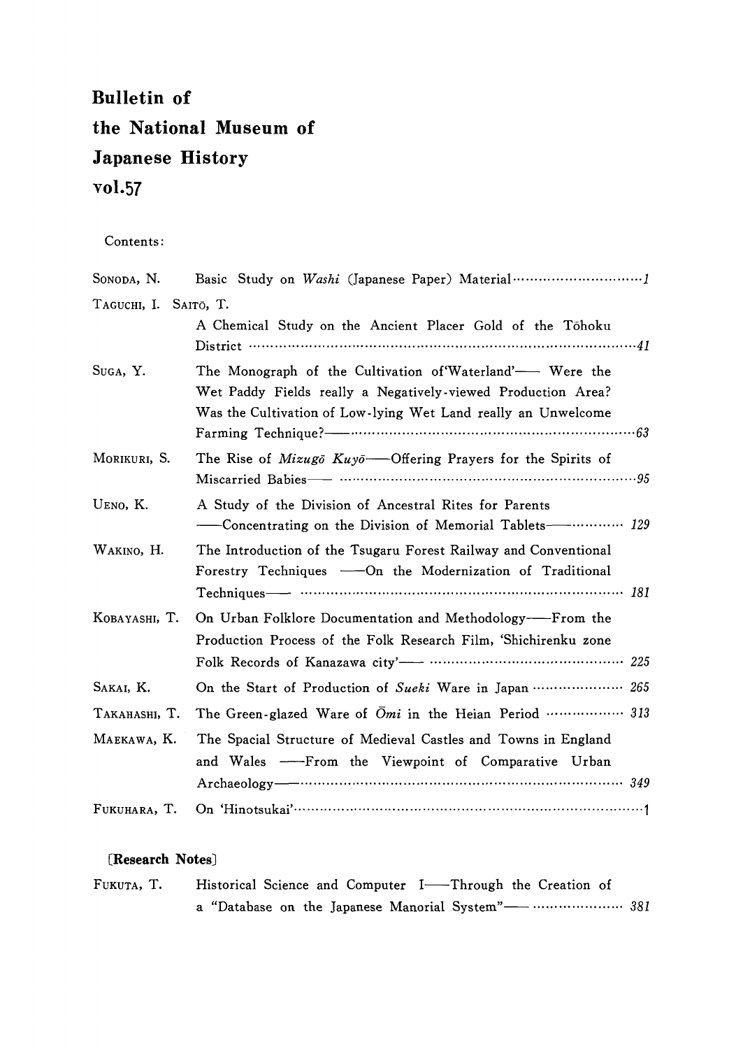# Bulletin of the National Museum of Japanese History vol.57

Contents:

| | |
|---|---|
| SONODA, N. | Basic Study on *Washi* (Japanese Paper) Material ··························· *1* |
| TAGUCHI, I. SAITŌ, T. | A Chemical Study on the Ancient Placer Gold of the Tōhoku District ··························· *41* |
| SUGA, Y. | The Monograph of the Cultivation of'Waterland'—— Were the Wet Paddy Fields really a Negatively-viewed Production Area? Was the Cultivation of Low-lying Wet Land really an Unwelcome Farming Technique?—— ··························· *63* |
| MORIKURI, S. | The Rise of *Mizugō Kuyō*——Offering Prayers for the Spirits of Miscarried Babies—— ··························· *95* |
| UENO, K. | A Study of the Division of Ancestral Rites for Parents ——Concentrating on the Division of Memorial Tablets—— ··························· *129* |
| WAKINO, H. | The Introduction of the Tsugaru Forest Railway and Conventional Forestry Techniques ——On the Modernization of Traditional Techniques—— ··························· *181* |
| KOBAYASHI, T. | On Urban Folklore Documentation and Methodology——From the Production Process of the Folk Research Film, 'Shichirenku zone Folk Records of Kanazawa city'—— ··························· *225* |
| SAKAI, K. | On the Start of Production of *Sueki* Ware in Japan ··························· *265* |
| TAKAHASHI, T. | The Green-glazed Ware of *Ōmi* in the Heian Period ··························· *313* |
| MAEKAWA, K. | The Spacial Structure of Medieval Castles and Towns in England and Wales ——From the Viewpoint of Comparative Urban Archaeology—— ··························· *349* |
| FUKUHARA, T. | On 'Hinotsukai' ··························· 1 |

**[Research Notes]**

| | |
|---|---|
| FUKUTA, T. | Historical Science and Computer I——Through the Creation of a "Database on the Japanese Manorial System"—— ··························· *381* |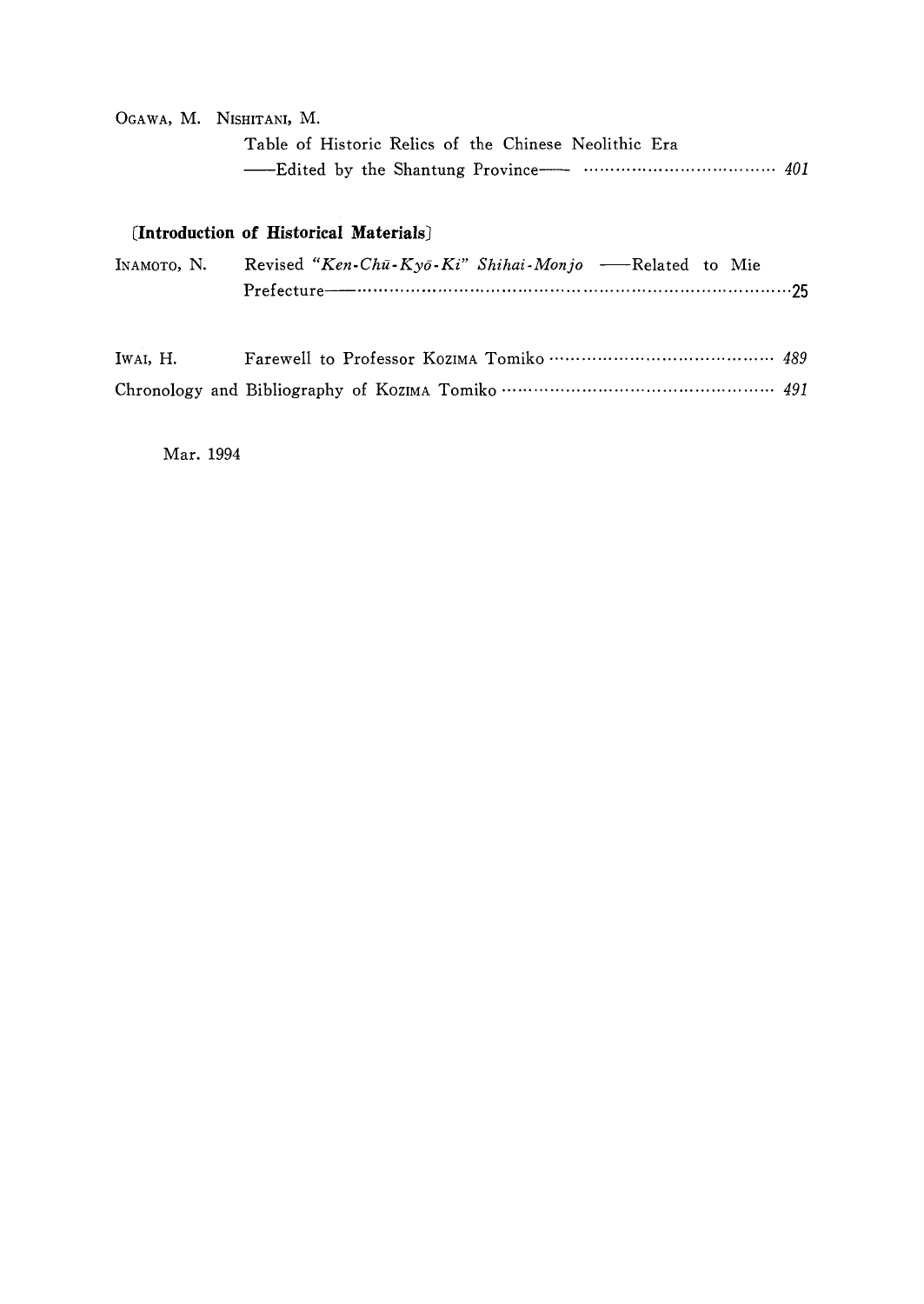OGAWA, M. NISHITANI, M.

Table of Historic Relics of the Chinese Neolithic Era ——Edited by the Shantung Province—— ········ *401*

## 〔Introduction of Historical Materials〕

INAMOTO, N. Revised *"Ken-Chū-Kyō-Ki" Shihai-Monjo* ——Related to Mie Prefecture—— ········ 25

IWAI, H. Farewell to Professor KOZIMA Tomiko ········ *489*

Chronology and Bibliography of KOZIMA Tomiko ········ *491*

Mar. 1994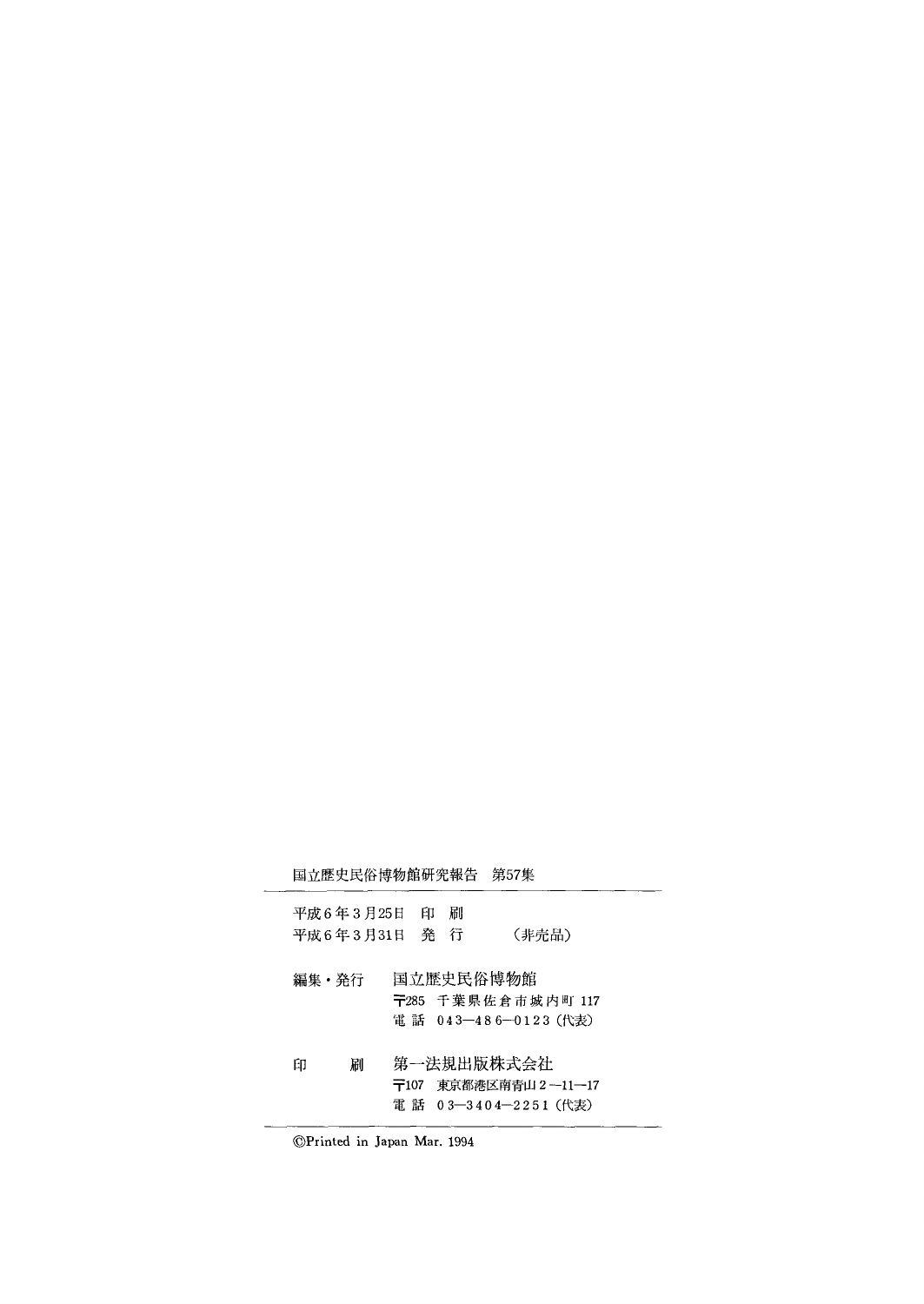国立歴史民俗博物館研究報告　第57集

---

平成6年3月25日　印　刷
平成6年3月31日　発　行　　　（非売品）

編集・発行　国立歴史民俗博物館
〒285　千葉県佐倉市城内町 117
電 話　043—486—0123（代表）

印　　刷　第一法規出版株式会社
〒107　東京都港区南青山2—11—17
電 話　03—3404—2251（代表）

---

©Printed in Japan Mar. 1994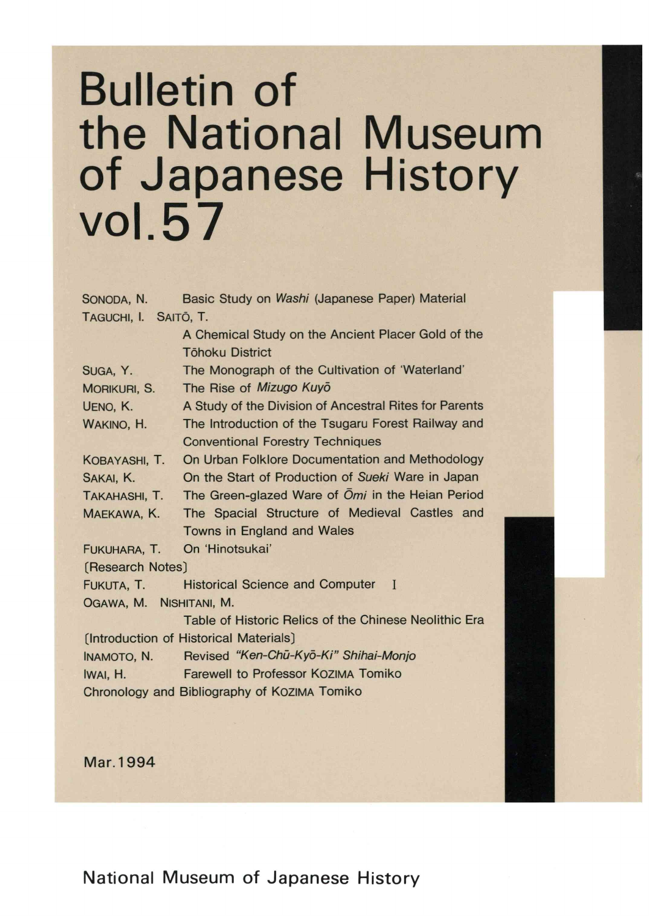# Bulletin of the National Museum of Japanese History vol.57

SONODA, N. Basic Study on *Washi* (Japanese Paper) Material

TAGUCHI, I. SAITŌ, T.
A Chemical Study on the Ancient Placer Gold of the Tōhoku District

SUGA, Y. The Monograph of the Cultivation of 'Waterland'

MORIKURI, S. The Rise of *Mizugo Kuyō*

UENO, K. A Study of the Division of Ancestral Rites for Parents

WAKINO, H. The Introduction of the Tsugaru Forest Railway and Conventional Forestry Techniques

KOBAYASHI, T. On Urban Folklore Documentation and Methodology

SAKAI, K. On the Start of Production of *Sueki* Ware in Japan

TAKAHASHI, T. The Green-glazed Ware of *Ōmi* in the Heian Period

MAEKAWA, K. The Spacial Structure of Medieval Castles and Towns in England and Wales

FUKUHARA, T. On 'Hinotsukai'

〔Research Notes〕

FUKUTA, T. Historical Science and Computer I

OGAWA, M. NISHITANI, M.
Table of Historic Relics of the Chinese Neolithic Era

〔Introduction of Historical Materials〕

INAMOTO, N. Revised *"Ken-Chū-Kyō-Ki" Shihai-Monjo*

IWAI, H. Farewell to Professor KOZIMA Tomiko

Chronology and Bibliography of KOZIMA Tomiko

Mar.1994

National Museum of Japanese History